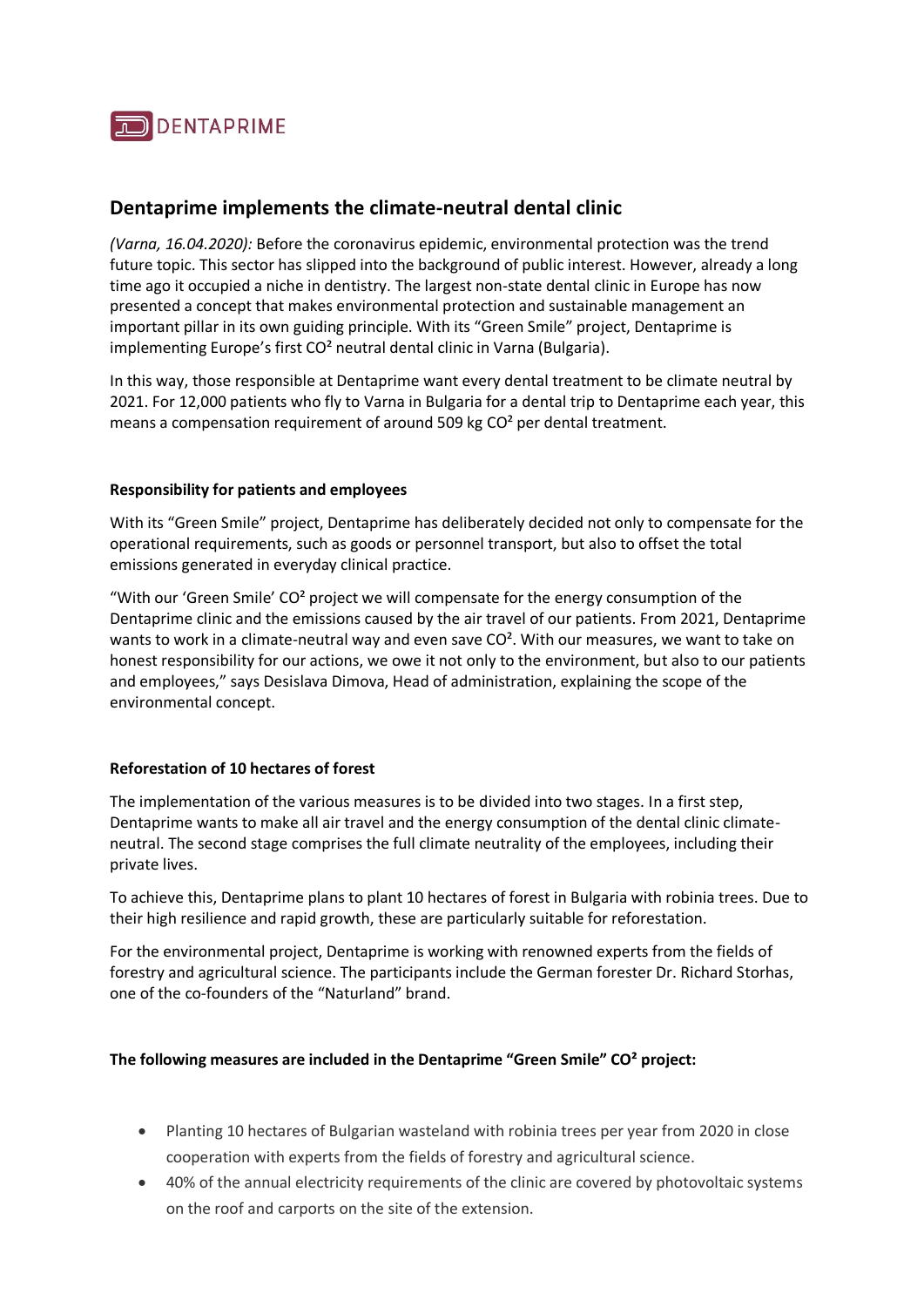DENTAPRIME

## Dentaprime implements the climate-neutral dental clinic

*(Varna, 16.04.2020):* Before the coronavirus epidemic, environmental protection was the trend future topic. This sector has slipped into the background of public interest. However, already a long time ago it occupied a niche in dentistry. The largest non-state dental clinic in Europe has now presented a concept that makes environmental protection and sustainable management an important pillar in its own guiding principle. With its "Green Smile" project, Dentaprime is implementing Europe's first $CO^2$ neutral dental clinic in Varna (Bulgaria).

In this way, those responsible at Dentaprime want every dental treatment to be climate neutral by 2021. For 12,000 patients who fly to Varna in Bulgaria for a dental trip to Dentaprime each year, this means a compensation requirement of around 509 kg $CO^2$ per dental treatment.

### Responsibility for patients and employees

With its "Green Smile" project, Dentaprime has deliberately decided not only to compensate for the operational requirements, such as goods or personnel transport, but also to offset the total emissions generated in everyday clinical practice.

"With our 'Green Smile' $CO^2$ project we will compensate for the energy consumption of the Dentaprime clinic and the emissions caused by the air travel of our patients. From 2021, Dentaprime wants to work in a climate-neutral way and even save $CO^2$. With our measures, we want to take on honest responsibility for our actions, we owe it not only to the environment, but also to our patients and employees," says Desislava Dimova, Head of administration, explaining the scope of the environmental concept.

### Reforestation of 10 hectares of forest

The implementation of the various measures is to be divided into two stages. In a first step, Dentaprime wants to make all air travel and the energy consumption of the dental clinic climate-neutral. The second stage comprises the full climate neutrality of the employees, including their private lives.

To achieve this, Dentaprime plans to plant 10 hectares of forest in Bulgaria with robinia trees. Due to their high resilience and rapid growth, these are particularly suitable for reforestation.

For the environmental project, Dentaprime is working with renowned experts from the fields of forestry and agricultural science. The participants include the German forester Dr. Richard Storhas, one of the co-founders of the "Naturland" brand.

**The following measures are included in the Dentaprime "Green Smile" $CO^2$ project:**

- Planting 10 hectares of Bulgarian wasteland with robinia trees per year from 2020 in close cooperation with experts from the fields of forestry and agricultural science.
- 40% of the annual electricity requirements of the clinic are covered by photovoltaic systems on the roof and carports on the site of the extension.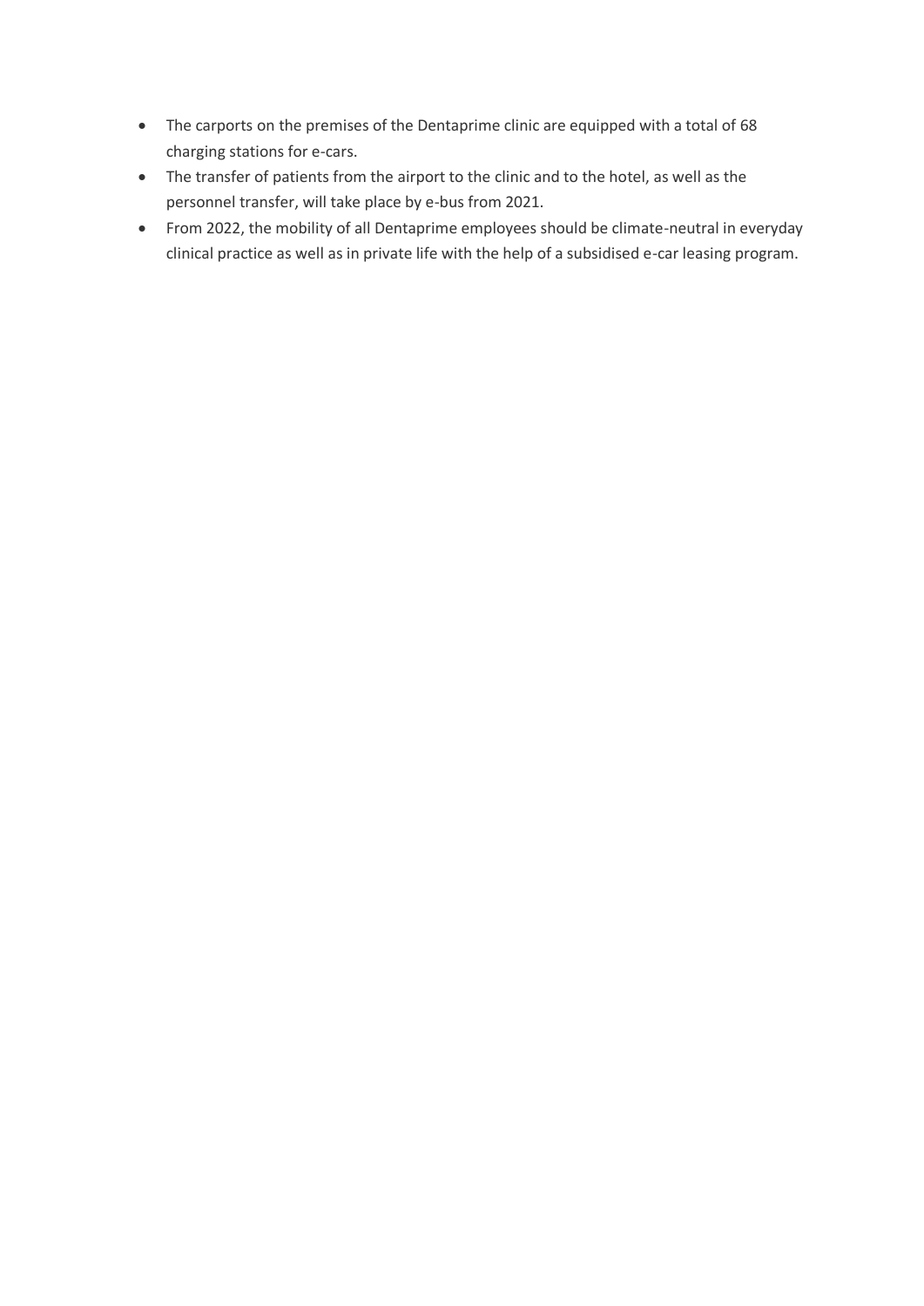- The carports on the premises of the Dentaprime clinic are equipped with a total of 68 charging stations for e-cars.
- The transfer of patients from the airport to the clinic and to the hotel, as well as the personnel transfer, will take place by e-bus from 2021.
- From 2022, the mobility of all Dentaprime employees should be climate-neutral in everyday clinical practice as well as in private life with the help of a subsidised e-car leasing program.